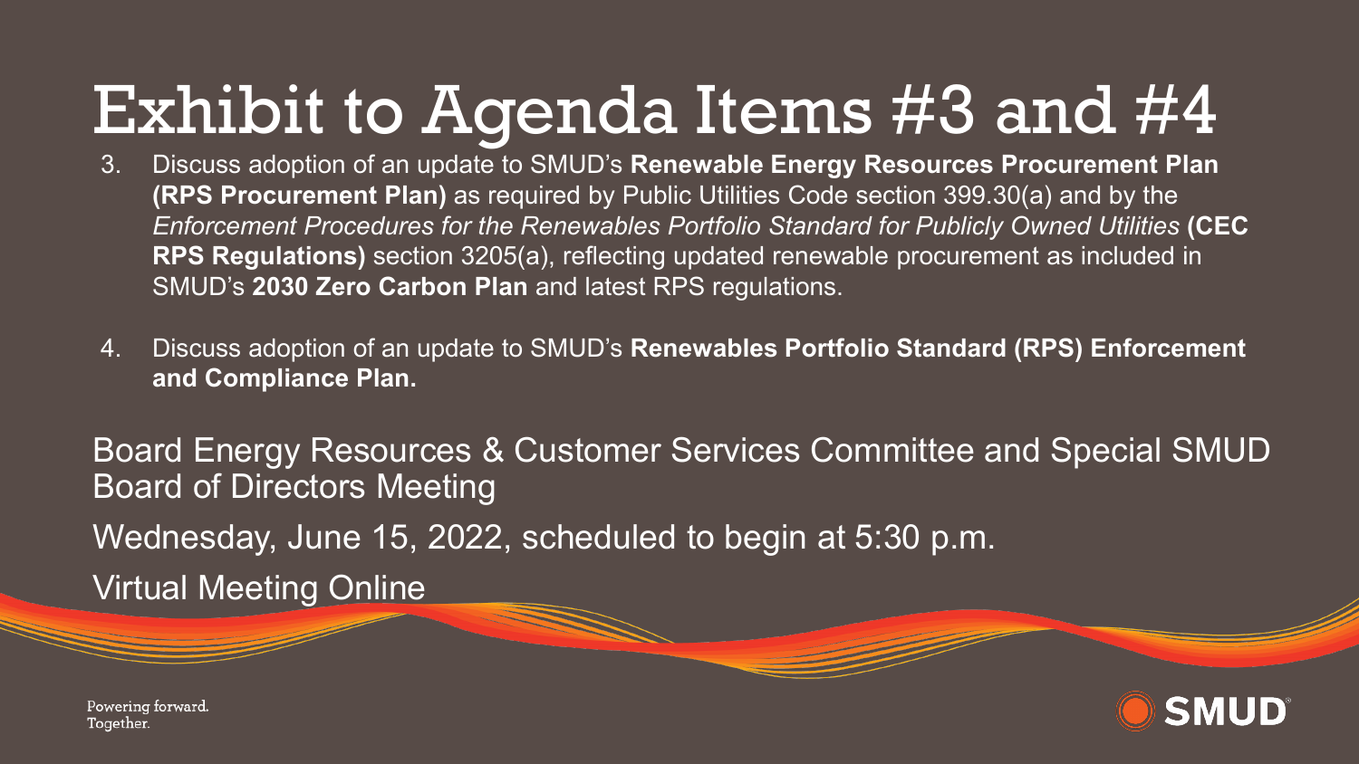# Exhibit to Agenda Items #3 and #4

3. Discuss adoption of an update to SMUD's **Renewable Energy Resources Procurement Plan (RPS Procurement Plan)** as required by Public Utilities Code section 399.30(a) and by the *Enforcement Procedures for the Renewables Portfolio Standard for Publicly Owned Utilities* **(CEC RPS Regulations)** section 3205(a), reflecting updated renewable procurement as included in SMUD's **2030 Zero Carbon Plan** and latest RPS regulations.

4. Discuss adoption of an update to SMUD's **Renewables Portfolio Standard (RPS) Enforcement and Compliance Plan.**

Board Energy Resources & Customer Services Committee and Special SMUD Board of Directors Meeting

Wednesday, June 15, 2022, scheduled to begin at 5:30 p.m.

Virtual Meeting Online

Powering forward. Together.

SMUD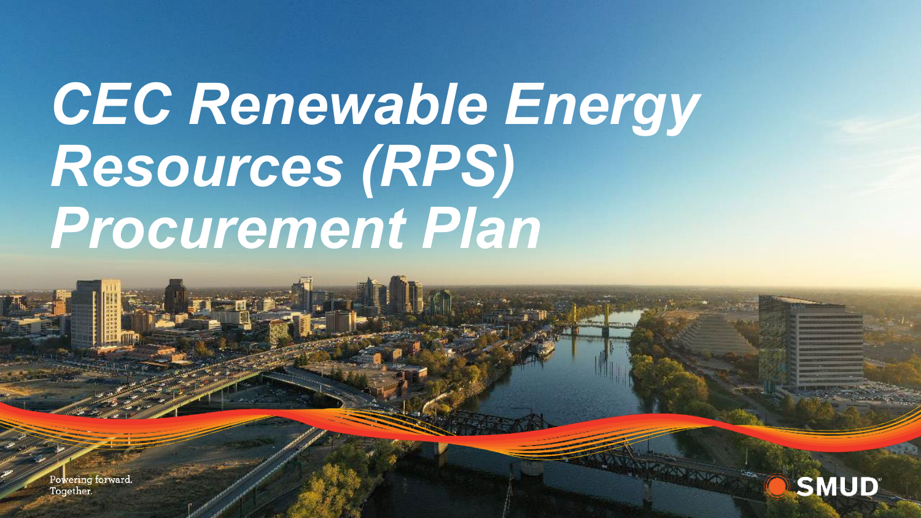# CEC Renewable Energy Resources (RPS) Procurement Plan

Powering forward.
Together.

SMUD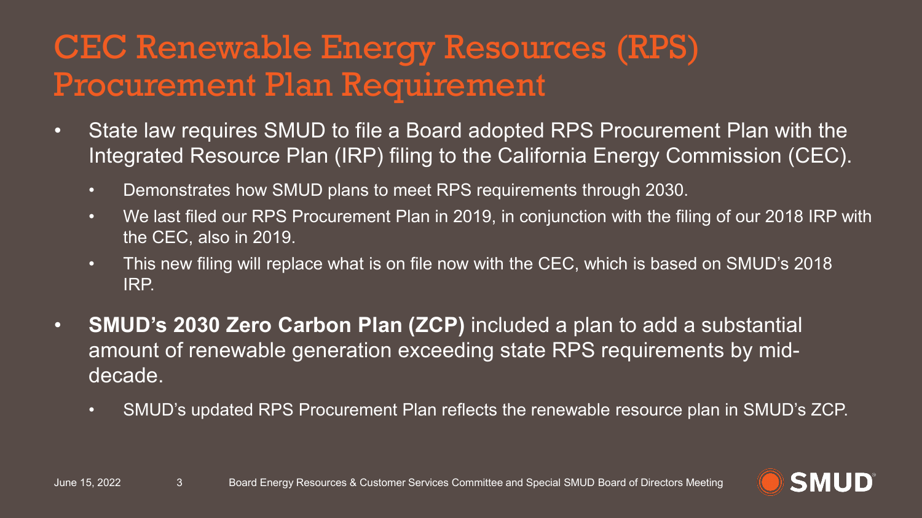# CEC Renewable Energy Resources (RPS) Procurement Plan Requirement

- State law requires SMUD to file a Board adopted RPS Procurement Plan with the Integrated Resource Plan (IRP) filing to the California Energy Commission (CEC).
  - Demonstrates how SMUD plans to meet RPS requirements through 2030.
  - We last filed our RPS Procurement Plan in 2019, in conjunction with the filing of our 2018 IRP with the CEC, also in 2019.
  - This new filing will replace what is on file now with the CEC, which is based on SMUD's 2018 IRP.
- **SMUD's 2030 Zero Carbon Plan (ZCP)** included a plan to add a substantial amount of renewable generation exceeding state RPS requirements by mid-decade.
  - SMUD's updated RPS Procurement Plan reflects the renewable resource plan in SMUD's ZCP.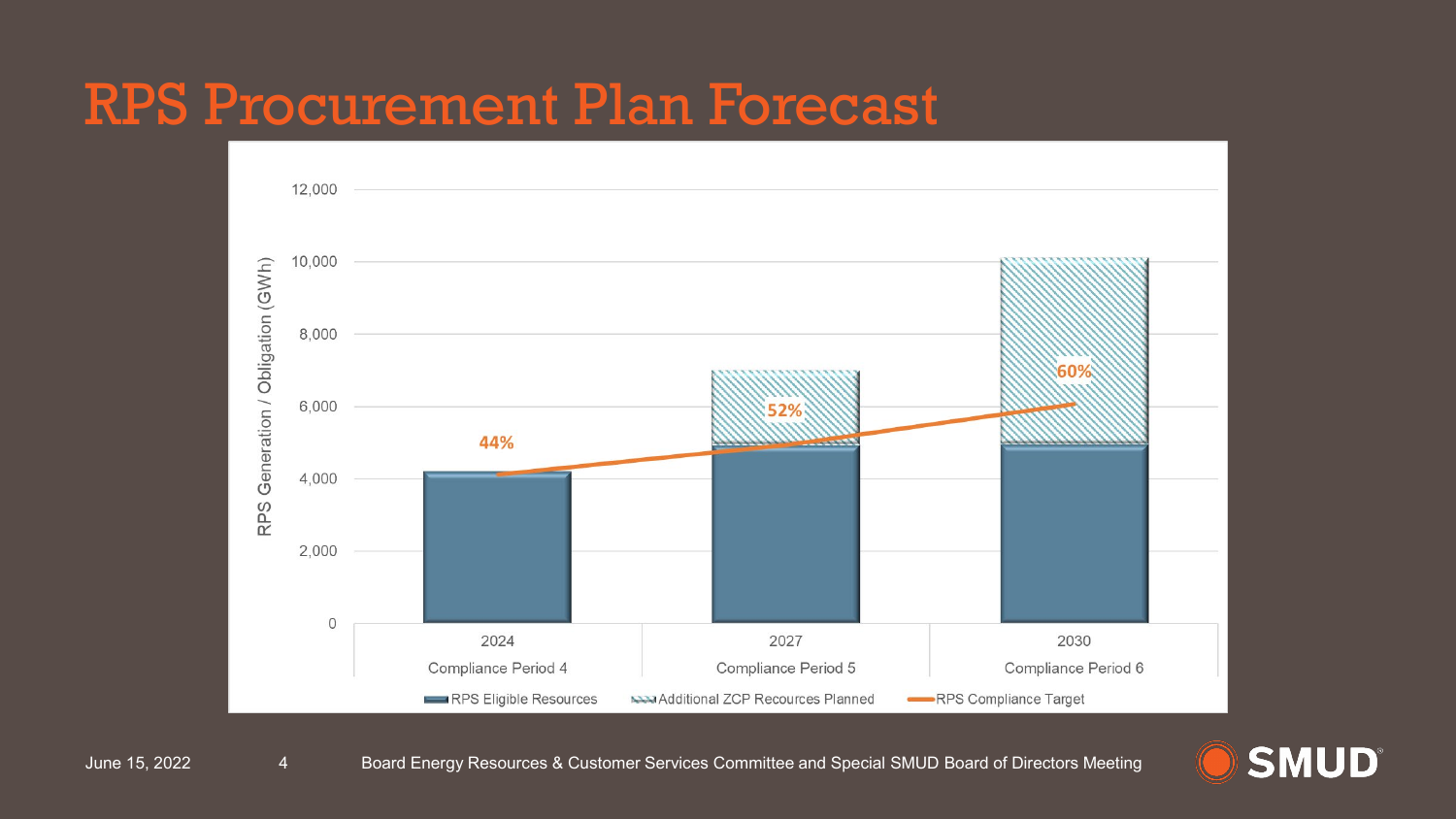# RPS Procurement Plan Forecast

RPS Generation / Obligation (GWh)

12,000
10,000
8,000
6,000
4,000
2,000
0

44%
52%
60%

| 2024 | 2027 | 2030 |
| --- | --- | --- |
| Compliance Period 4 | Compliance Period 5 | Compliance Period 6 |

RPS Eligible Resources    Additional ZCP Recources Planned    RPS Compliance Target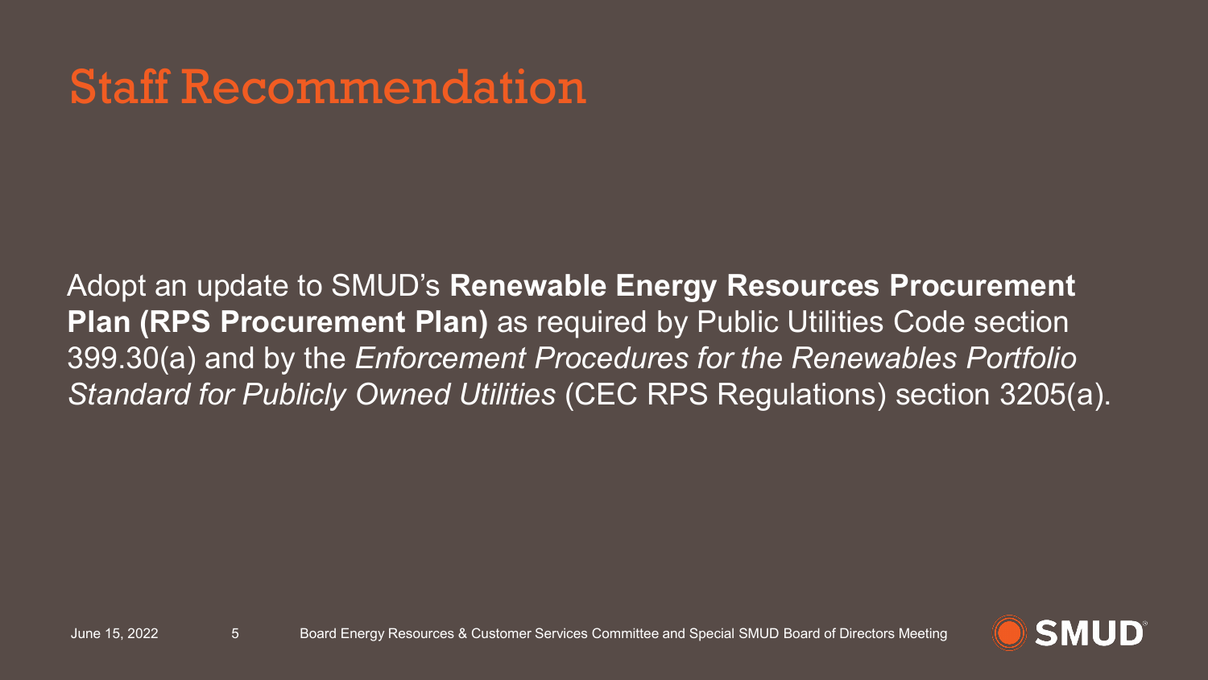# Staff Recommendation

Adopt an update to SMUD's **Renewable Energy Resources Procurement Plan (RPS Procurement Plan)** as required by Public Utilities Code section 399.30(a) and by the *Enforcement Procedures for the Renewables Portfolio Standard for Publicly Owned Utilities* (CEC RPS Regulations) section 3205(a).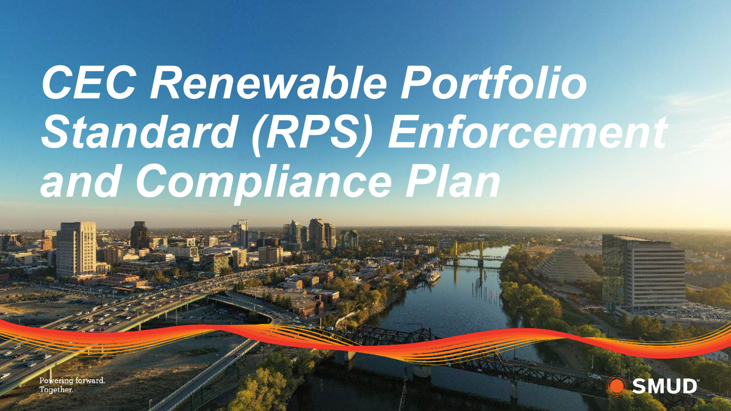# CEC Renewable Portfolio Standard (RPS) Enforcement and Compliance Plan

Powering forward.
Together.

SMUD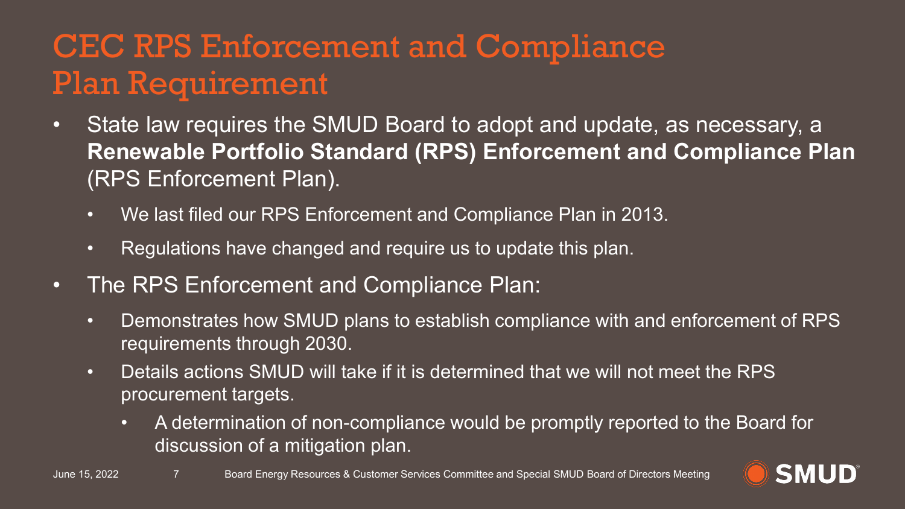# CEC RPS Enforcement and Compliance Plan Requirement

- State law requires the SMUD Board to adopt and update, as necessary, a **Renewable Portfolio Standard (RPS) Enforcement and Compliance Plan** (RPS Enforcement Plan).
  - We last filed our RPS Enforcement and Compliance Plan in 2013.
  - Regulations have changed and require us to update this plan.
- The RPS Enforcement and Compliance Plan:
  - Demonstrates how SMUD plans to establish compliance with and enforcement of RPS requirements through 2030.
  - Details actions SMUD will take if it is determined that we will not meet the RPS procurement targets.
    - A determination of non-compliance would be promptly reported to the Board for discussion of a mitigation plan.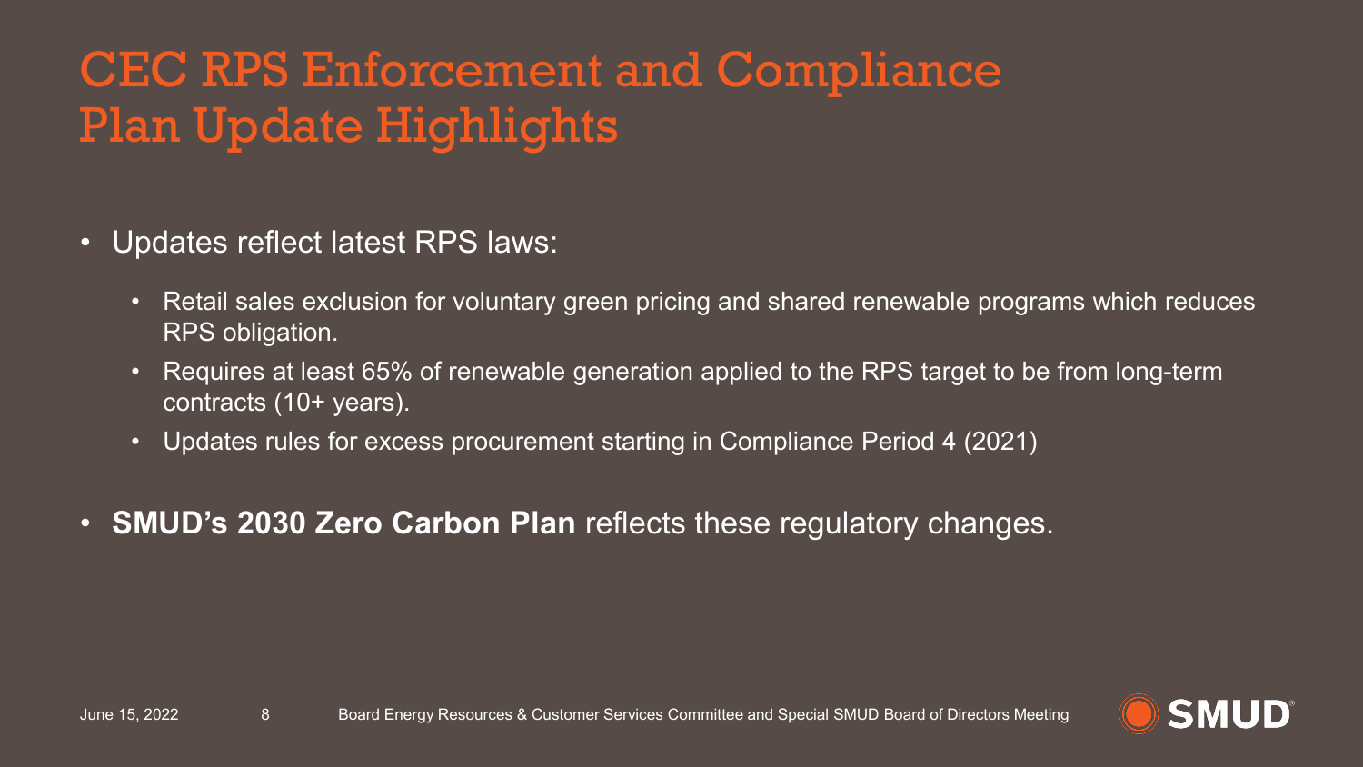# CEC RPS Enforcement and Compliance Plan Update Highlights

- Updates reflect latest RPS laws:
  - Retail sales exclusion for voluntary green pricing and shared renewable programs which reduces RPS obligation.
  - Requires at least 65% of renewable generation applied to the RPS target to be from long-term contracts (10+ years).
  - Updates rules for excess procurement starting in Compliance Period 4 (2021)
- **SMUD's 2030 Zero Carbon Plan** reflects these regulatory changes.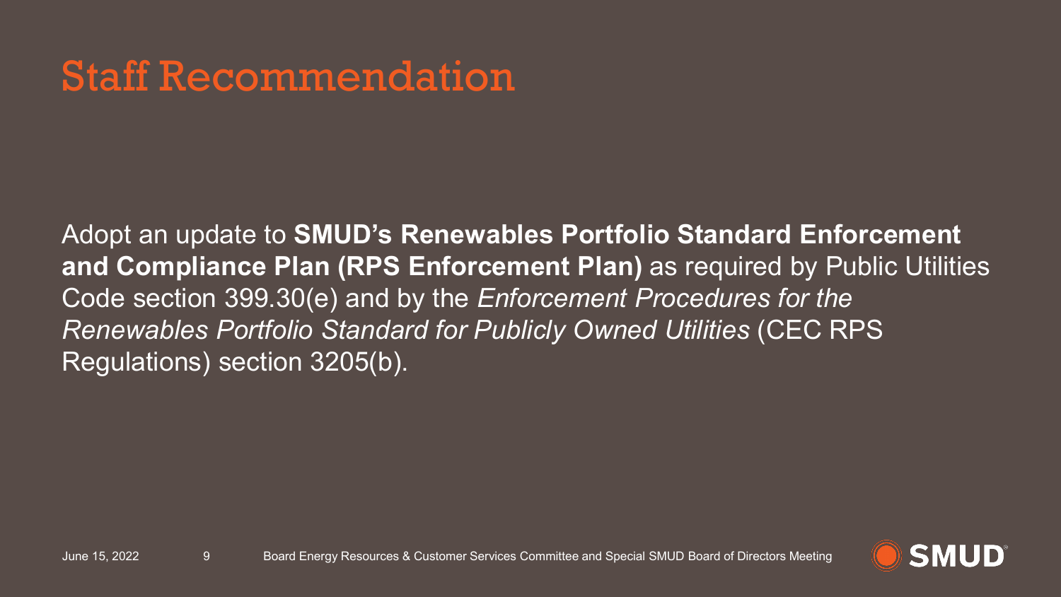# Staff Recommendation

Adopt an update to **SMUD's Renewables Portfolio Standard Enforcement and Compliance Plan (RPS Enforcement Plan)** as required by Public Utilities Code section 399.30(e) and by the *Enforcement Procedures for the Renewables Portfolio Standard for Publicly Owned Utilities* (CEC RPS Regulations) section 3205(b).